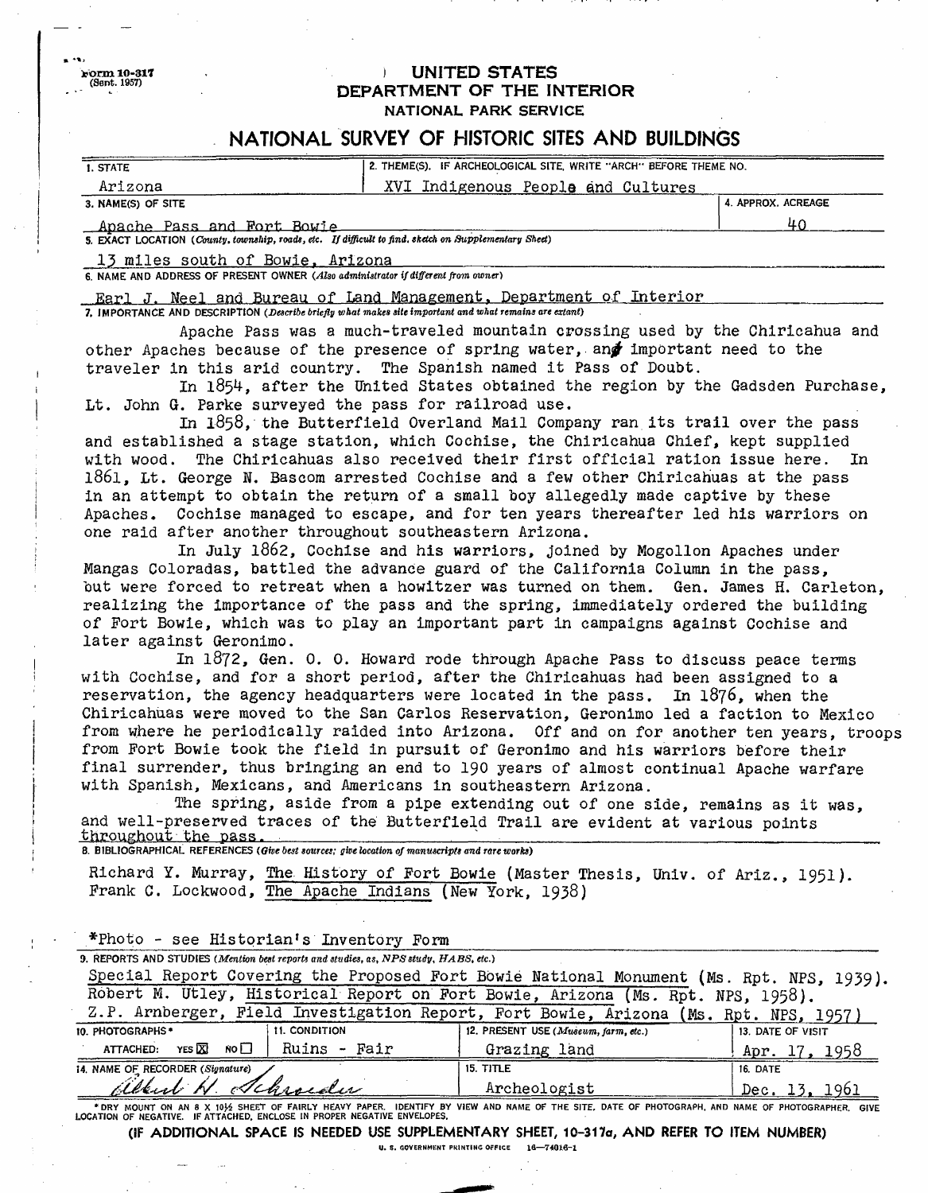Form 10-317
(Sept. 1957)

# UNITED STATES
## DEPARTMENT OF THE INTERIOR
### NATIONAL PARK SERVICE

## NATIONAL SURVEY OF HISTORIC SITES AND BUILDINGS

| 1. STATE | 2. THEME(S). IF ARCHEOLOGICAL SITE, WRITE "ARCH" BEFORE THEME NO. | |
|---|---|---|
| Arizona | XVI Indigenous People and Cultures | |
| **3. NAME(S) OF SITE** | | **4. APPROX. ACREAGE** |
| Apache Pass and Fort Bowie | | 40 |

**5. EXACT LOCATION** (*County, township, roads, etc. If difficult to find, sketch on Supplementary Sheet*)

13 miles south of Bowie, Arizona

**6. NAME AND ADDRESS OF PRESENT OWNER** (*Also administrator if different from owner*)

Earl J. Neel and Bureau of Land Management, Department of Interior

**7. IMPORTANCE AND DESCRIPTION** (*Describe briefly what makes site important and what remains are extant*)

Apache Pass was a much-traveled mountain crossing used by the Chiricahua and other Apaches because of the presence of spring water, and important need to the traveler in this arid country. The Spanish named it Pass of Doubt.

In 1854, after the United States obtained the region by the Gadsden Purchase, Lt. John G. Parke surveyed the pass for railroad use.

In 1858, the Butterfield Overland Mail Company ran its trail over the pass and established a stage station, which Cochise, the Chiricahua Chief, kept supplied with wood. The Chiricahuas also received their first official ration issue here. In 1861, Lt. George N. Bascom arrested Cochise and a few other Chiricahuas at the pass in an attempt to obtain the return of a small boy allegedly made captive by these Apaches. Cochise managed to escape, and for ten years thereafter led his warriors on one raid after another throughout southeastern Arizona.

In July 1862, Cochise and his warriors, joined by Mogollon Apaches under Mangas Coloradas, battled the advance guard of the California Column in the pass, but were forced to retreat when a howitzer was turned on them. Gen. James H. Carleton, realizing the importance of the pass and the spring, immediately ordered the building of Fort Bowie, which was to play an important part in campaigns against Cochise and later against Geronimo.

In 1872, Gen. O. O. Howard rode through Apache Pass to discuss peace terms with Cochise, and for a short period, after the Chiricahuas had been assigned to a reservation, the agency headquarters were located in the pass. In 1876, when the Chiricahuas were moved to the San Carlos Reservation, Geronimo led a faction to Mexico from where he periodically raided into Arizona. Off and on for another ten years, troops from Fort Bowie took the field in pursuit of Geronimo and his warriors before their final surrender, thus bringing an end to 190 years of almost continual Apache warfare with Spanish, Mexicans, and Americans in southeastern Arizona.

The spring, aside from a pipe extending out of one side, remains as it was, and well-preserved traces of the Butterfield Trail are evident at various points throughout the pass.

**8. BIBLIOGRAPHICAL REFERENCES** (*Give best sources; give location of manuscripts and rare works*)

Richard Y. Murray, The History of Fort Bowie (Master Thesis, Univ. of Ariz., 1951).
Frank C. Lockwood, The Apache Indians (New York, 1938)

*Photo - see Historian's Inventory Form

**9. REPORTS AND STUDIES** (*Mention best reports and studies, as, NPS study, HABS, etc.*)

Special Report Covering the Proposed Fort Bowie National Monument (Ms. Rpt. NPS, 1939).
Robert M. Utley, Historical Report on Fort Bowie, Arizona (Ms. Rpt. NPS, 1958).
Z.P. Arnberger, Field Investigation Report, Fort Bowie, Arizona (Ms. Rpt. NPS, 1957)

| 10. PHOTOGRAPHS* | 11. CONDITION | 12. PRESENT USE (*Museum, farm, etc.*) | 13. DATE OF VISIT |
|---|---|---|---|
| ATTACHED: YES ☒ NO ☐ | Ruins - Fair | Grazing land | Apr. 17, 1958 |
| **14. NAME OF RECORDER (Signature)** | | **15. TITLE** | **16. DATE** |
| Albert H. Schroeder | | Archeologist | Dec. 13, 1961 |

*DRY MOUNT ON AN 8 X 10½ SHEET OF FAIRLY HEAVY PAPER. IDENTIFY BY VIEW AND NAME OF THE SITE, DATE OF PHOTOGRAPH, AND NAME OF PHOTOGRAPHER. GIVE LOCATION OF NEGATIVE. IF ATTACHED, ENCLOSE IN PROPER NEGATIVE ENVELOPES.

**(IF ADDITIONAL SPACE IS NEEDED USE SUPPLEMENTARY SHEET, 10-317a, AND REFER TO ITEM NUMBER)**

U. S. GOVERNMENT PRINTING OFFICE 16—74016-1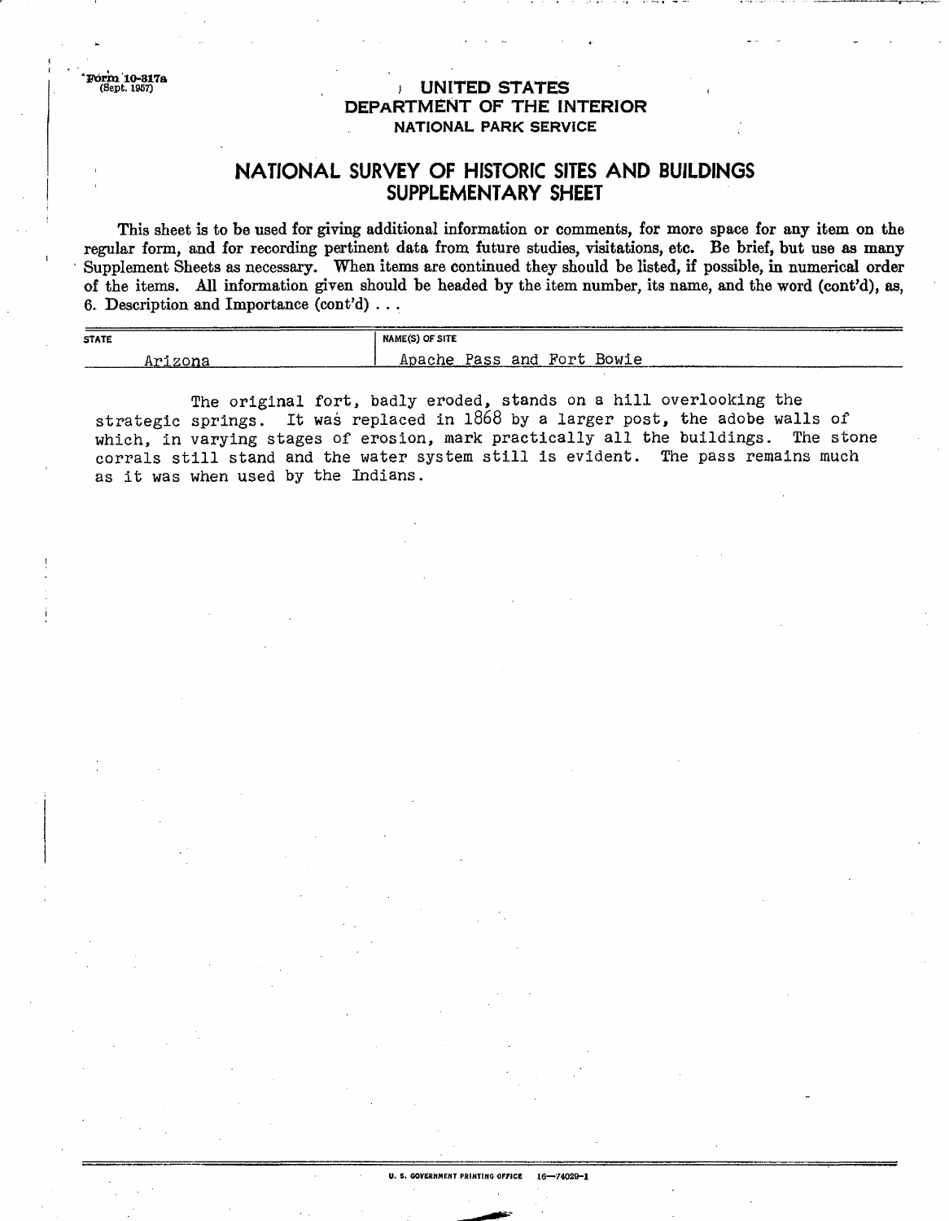Form 10-317a
(Sept. 1957)

# UNITED STATES
## DEPARTMENT OF THE INTERIOR
### NATIONAL PARK SERVICE

# NATIONAL SURVEY OF HISTORIC SITES AND BUILDINGS
## SUPPLEMENTARY SHEET

This sheet is to be used for giving additional information or comments, for more space for any item on the regular form, and for recording pertinent data from future studies, visitations, etc. Be brief, but use as many Supplement Sheets as necessary. When items are continued they should be listed, if possible, in numerical order of the items. All information given should be headed by the item number, its name, and the word (cont'd), as, 6. Description and Importance (cont'd) . . .

| STATE | NAME(S) OF SITE |
|---|---|
| Arizona | Apache Pass and Fort Bowie |

The original fort, badly eroded, stands on a hill overlooking the strategic springs. It was replaced in 1868 by a larger post, the adobe walls of which, in varying stages of erosion, mark practically all the buildings. The stone corrals still stand and the water system still is evident. The pass remains much as it was when used by the Indians.

U. S. GOVERNMENT PRINTING OFFICE 16—74029-1